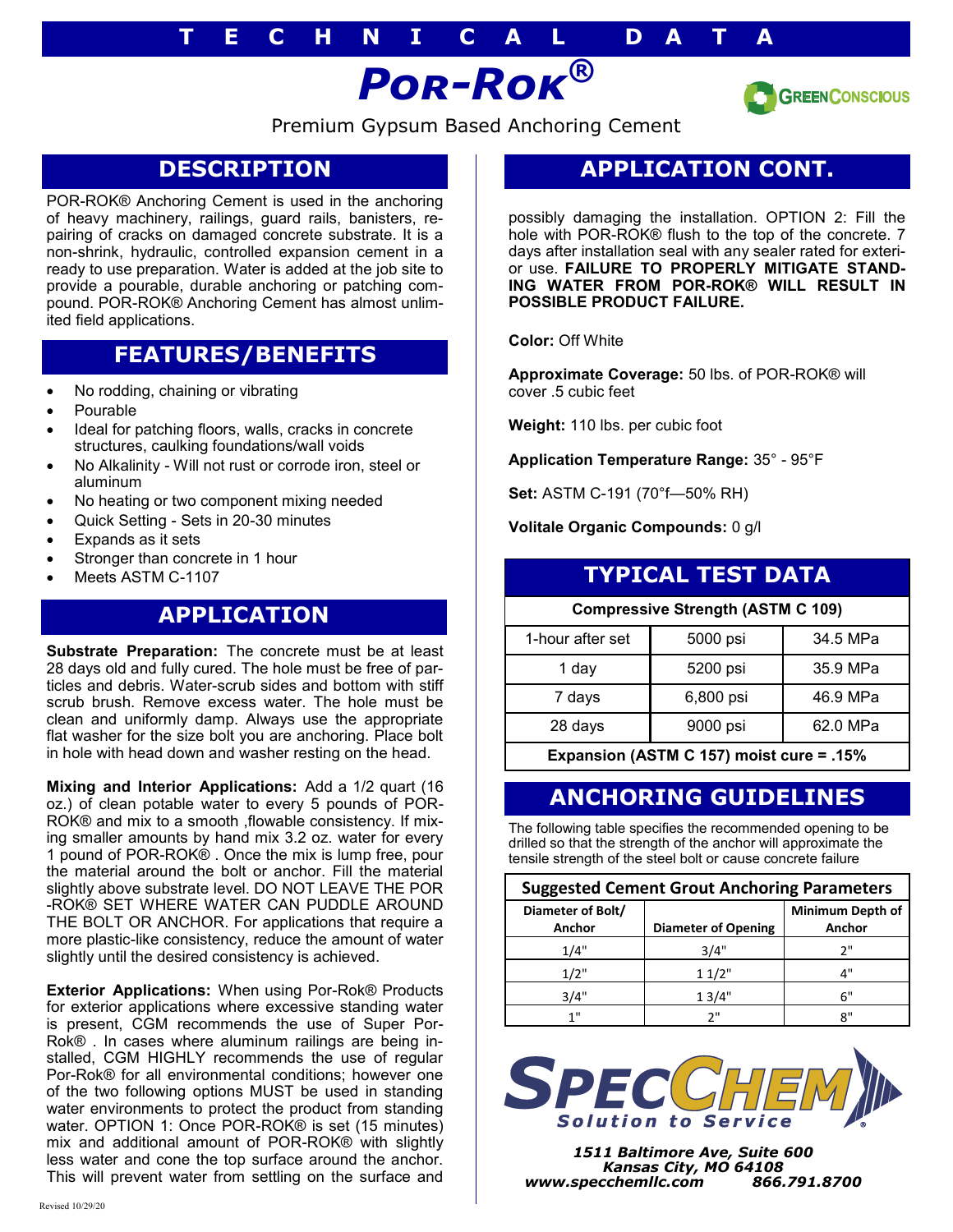# TECHNICAL DATA

# POR-ROK®

GREENCONSCIOUS

Premium Gypsum Based Anchoring Cement

## DESCRIPTION

POR-ROK® Anchoring Cement is used in the anchoring of heavy machinery, railings, guard rails, banisters, repairing of cracks on damaged concrete substrate. It is a non-shrink, hydraulic, controlled expansion cement in a ready to use preparation. Water is added at the job site to provide a pourable, durable anchoring or patching compound. POR-ROK® Anchoring Cement has almost unlimited field applications.

## FEATURES/BENEFITS

- No rodding, chaining or vibrating
- Pourable
- Ideal for patching floors, walls, cracks in concrete structures, caulking foundations/wall voids
- No Alkalinity - Will not rust or corrode iron, steel or aluminum
- No heating or two component mixing needed
- Quick Setting - Sets in 20-30 minutes
- Expands as it sets
- Stronger than concrete in 1 hour
- Meets ASTM C-1107

## APPLICATION

**Substrate Preparation:** The concrete must be at least 28 days old and fully cured. The hole must be free of particles and debris. Water-scrub sides and bottom with stiff scrub brush. Remove excess water. The hole must be clean and uniformly damp. Always use the appropriate flat washer for the size bolt you are anchoring. Place bolt in hole with head down and washer resting on the head.

**Mixing and Interior Applications:** Add a 1/2 quart (16 oz.) of clean potable water to every 5 pounds of POR-ROK® and mix to a smooth ,flowable consistency. If mixing smaller amounts by hand mix 3.2 oz. water for every 1 pound of POR-ROK® . Once the mix is lump free, pour the material around the bolt or anchor. Fill the material slightly above substrate level. DO NOT LEAVE THE POR-ROK® SET WHERE WATER CAN PUDDLE AROUND THE BOLT OR ANCHOR. For applications that require a more plastic-like consistency, reduce the amount of water slightly until the desired consistency is achieved.

**Exterior Applications:** When using Por-Rok® Products for exterior applications where excessive standing water is present, CGM recommends the use of Super Por-Rok® . In cases where aluminum railings are being installed, CGM HIGHLY recommends the use of regular Por-Rok® for all environmental conditions; however one of the two following options MUST be used in standing water environments to protect the product from standing water. OPTION 1: Once POR-ROK® is set (15 minutes) mix and additional amount of POR-ROK® with slightly less water and cone the top surface around the anchor. This will prevent water from settling on the surface and

## APPLICATION CONT.

possibly damaging the installation. OPTION 2: Fill the hole with POR-ROK® flush to the top of the concrete. 7 days after installation seal with any sealer rated for exterior use. **FAILURE TO PROPERLY MITIGATE STANDING WATER FROM POR-ROK® WILL RESULT IN POSSIBLE PRODUCT FAILURE.**

**Color:** Off White

**Approximate Coverage:** 50 lbs. of POR-ROK® will cover .5 cubic feet

**Weight:** 110 lbs. per cubic foot

**Application Temperature Range:** 35° - 95°F

**Set:** ASTM C-191 (70°f—50% RH)

**Volitale Organic Compounds:** 0 g/l

## TYPICAL TEST DATA

| Compressive Strength (ASTM C 109) | | |
|---|---|---|
| 1-hour after set | 5000 psi | 34.5 MPa |
| 1 day | 5200 psi | 35.9 MPa |
| 7 days | 6,800 psi | 46.9 MPa |
| 28 days | 9000 psi | 62.0 MPa |
| **Expansion (ASTM C 157) moist cure = .15%** | | |

## ANCHORING GUIDELINES

The following table specifies the recommended opening to be drilled so that the strength of the anchor will approximate the tensile strength of the steel bolt or cause concrete failure

**Suggested Cement Grout Anchoring Parameters**

| Diameter of Bolt/ Anchor | Diameter of Opening | Minimum Depth of Anchor |
|---|---|---|
| 1/4" | 3/4" | 2" |
| 1/2" | 1 1/2" | 4" |
| 3/4" | 1 3/4" | 6" |
| 1" | 2" | 8" |

SPECCHEM
Solution to Service

*1511 Baltimore Ave, Suite 600*
*Kansas City, MO 64108*
*www.specchemllc.com 866.791.8700*

Revised 10/29/20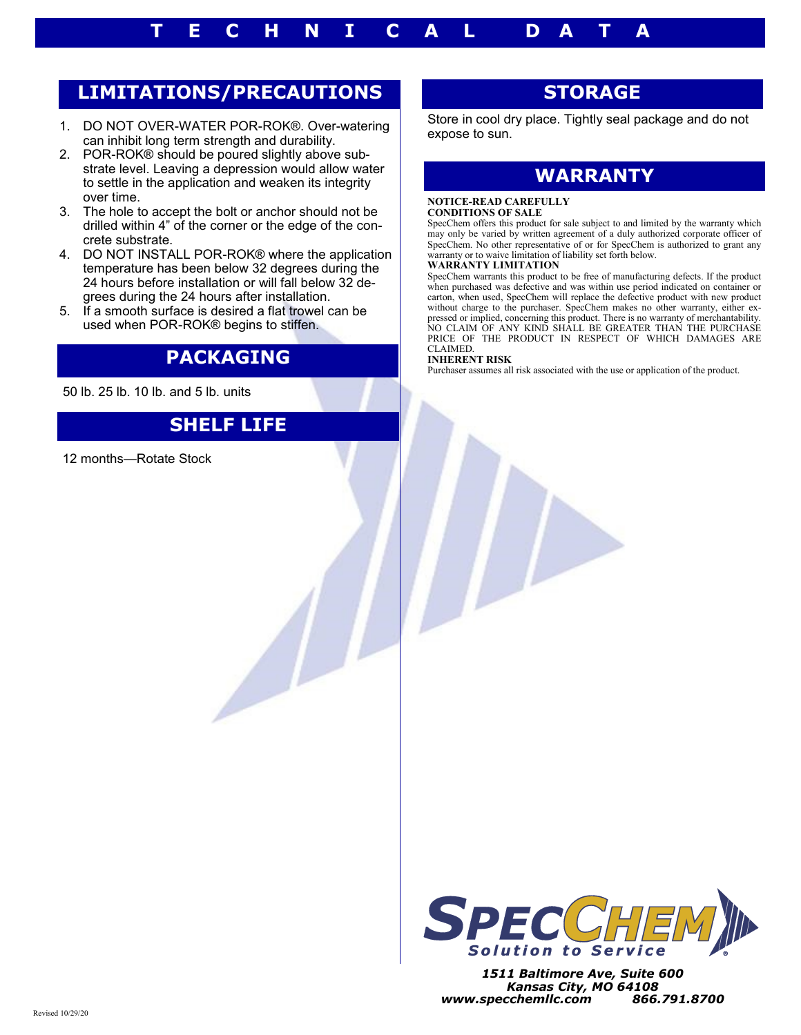# TECHNICAL DATA

## LIMITATIONS/PRECAUTIONS

1. DO NOT OVER-WATER POR-ROK®. Over-watering can inhibit long term strength and durability.
2. POR-ROK® should be poured slightly above substrate level. Leaving a depression would allow water to settle in the application and weaken its integrity over time.
3. The hole to accept the bolt or anchor should not be drilled within 4" of the corner or the edge of the concrete substrate.
4. DO NOT INSTALL POR-ROK® where the application temperature has been below 32 degrees during the 24 hours before installation or will fall below 32 degrees during the 24 hours after installation.
5. If a smooth surface is desired a flat trowel can be used when POR-ROK® begins to stiffen.

## PACKAGING

50 lb. 25 lb. 10 lb. and 5 lb. units

## SHELF LIFE

12 months—Rotate Stock

## STORAGE

Store in cool dry place. Tightly seal package and do not expose to sun.

## WARRANTY

**NOTICE-READ CAREFULLY**
**CONDITIONS OF SALE**

SpecChem offers this product for sale subject to and limited by the warranty which may only be varied by written agreement of a duly authorized corporate officer of SpecChem. No other representative of or for SpecChem is authorized to grant any warranty or to waive limitation of liability set forth below.

**WARRANTY LIMITATION**

SpecChem warrants this product to be free of manufacturing defects. If the product when purchased was defective and was within use period indicated on container or carton, when used, SpecChem will replace the defective product with new product without charge to the purchaser. SpecChem makes no other warranty, either expressed or implied, concerning this product. There is no warranty of merchantability. NO CLAIM OF ANY KIND SHALL BE GREATER THAN THE PURCHASE PRICE OF THE PRODUCT IN RESPECT OF WHICH DAMAGES ARE CLAIMED.

**INHERENT RISK**

Purchaser assumes all risk associated with the use or application of the product.

SPECCHEM
*Solution to Service*

***1511 Baltimore Ave, Suite 600***
***Kansas City, MO 64108***
***www.specchemllc.com 866.791.8700***

Revised 10/29/20